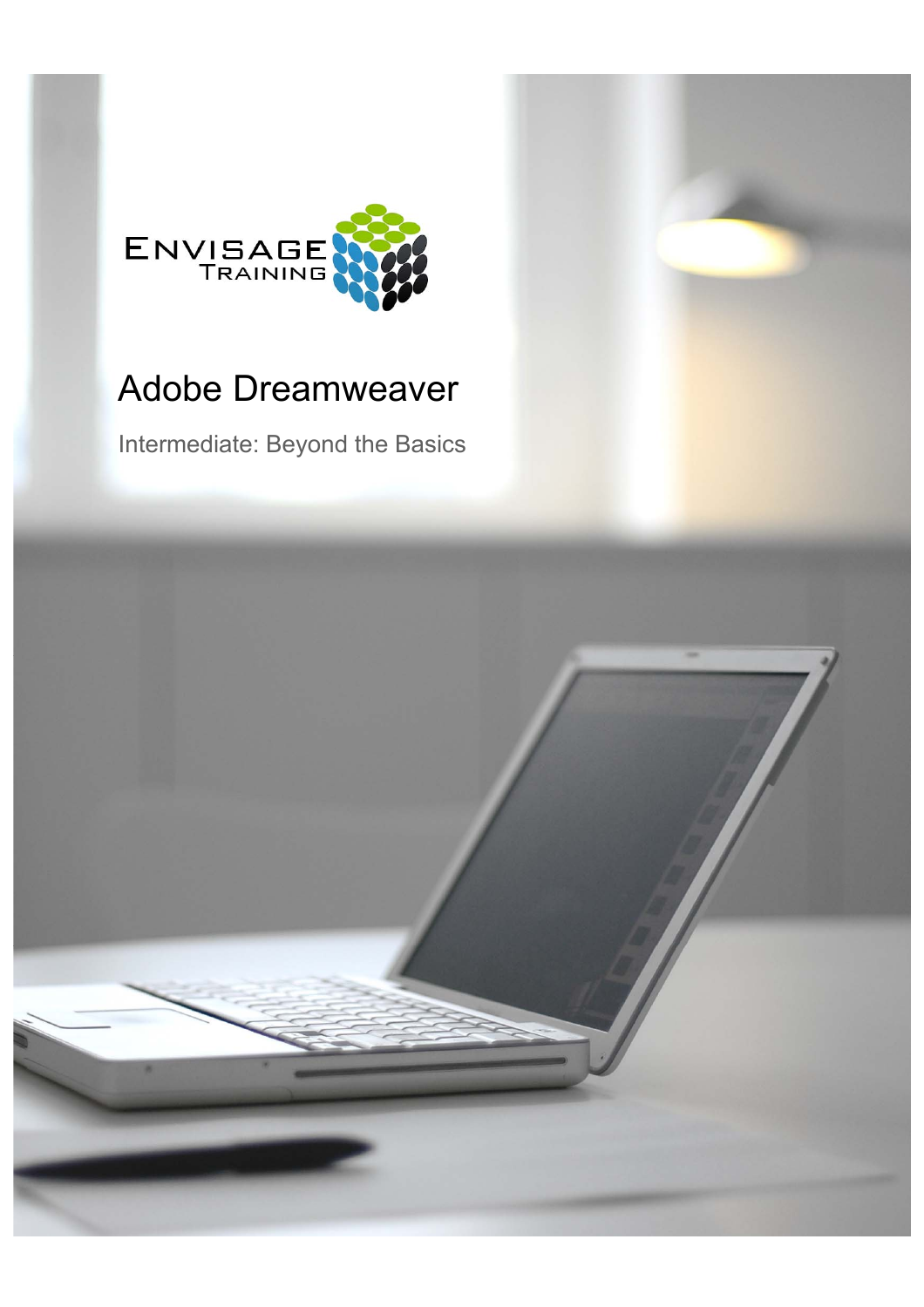ENVISAGE TRAINING

# Adobe Dreamweaver

Intermediate: Beyond the Basics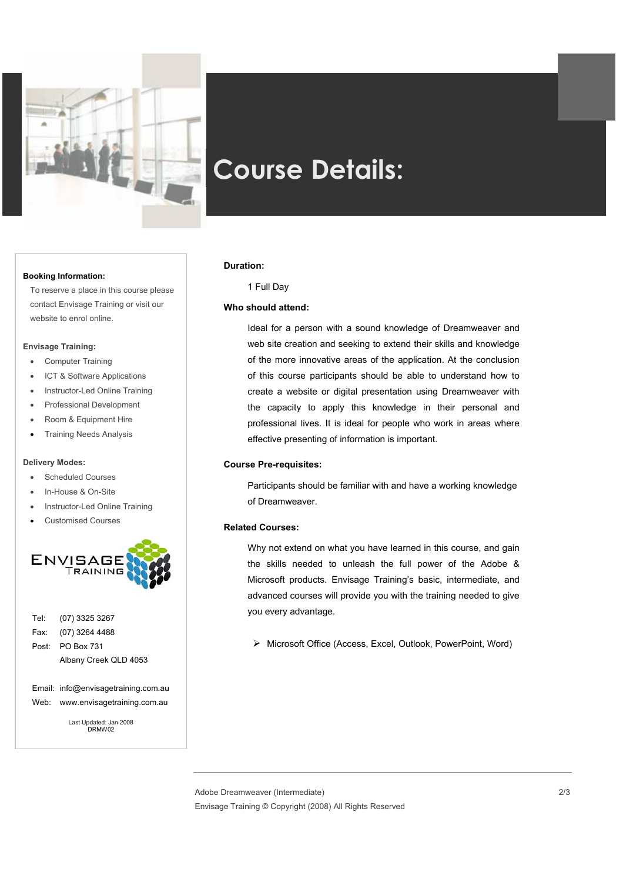# Course Details:

### Duration:

1 Full Day

### Who should attend:

Ideal for a person with a sound knowledge of Dreamweaver and web site creation and seeking to extend their skills and knowledge of the more innovative areas of the application. At the conclusion of this course participants should be able to understand how to create a website or digital presentation using Dreamweaver with the capacity to apply this knowledge in their personal and professional lives. It is ideal for people who work in areas where effective presenting of information is important.

### Course Pre-requisites:

Participants should be familiar with and have a working knowledge of Dreamweaver.

### Related Courses:

Why not extend on what you have learned in this course, and gain the skills needed to unleash the full power of the Adobe & Microsoft products. Envisage Training's basic, intermediate, and advanced courses will provide you with the training needed to give you every advantage.

- Microsoft Office (Access, Excel, Outlook, PowerPoint, Word)

**Booking Information:**

To reserve a place in this course please contact Envisage Training or visit our website to enrol online.

**Envisage Training:**

- Computer Training
- ICT & Software Applications
- Instructor-Led Online Training
- Professional Development
- Room & Equipment Hire
- Training Needs Analysis

**Delivery Modes:**

- Scheduled Courses
- In-House & On-Site
- Instructor-Led Online Training
- Customised Courses

ENVISAGE TRAINING

Tel: (07) 3325 3267
Fax: (07) 3264 4488
Post: PO Box 731
Albany Creek QLD 4053

Email: info@envisagetraining.com.au
Web: www.envisagetraining.com.au

Last Updated: Jan 2008
DRMW02

Adobe Dreamweaver (Intermediate)
Envisage Training © Copyright (2008) All Rights Reserved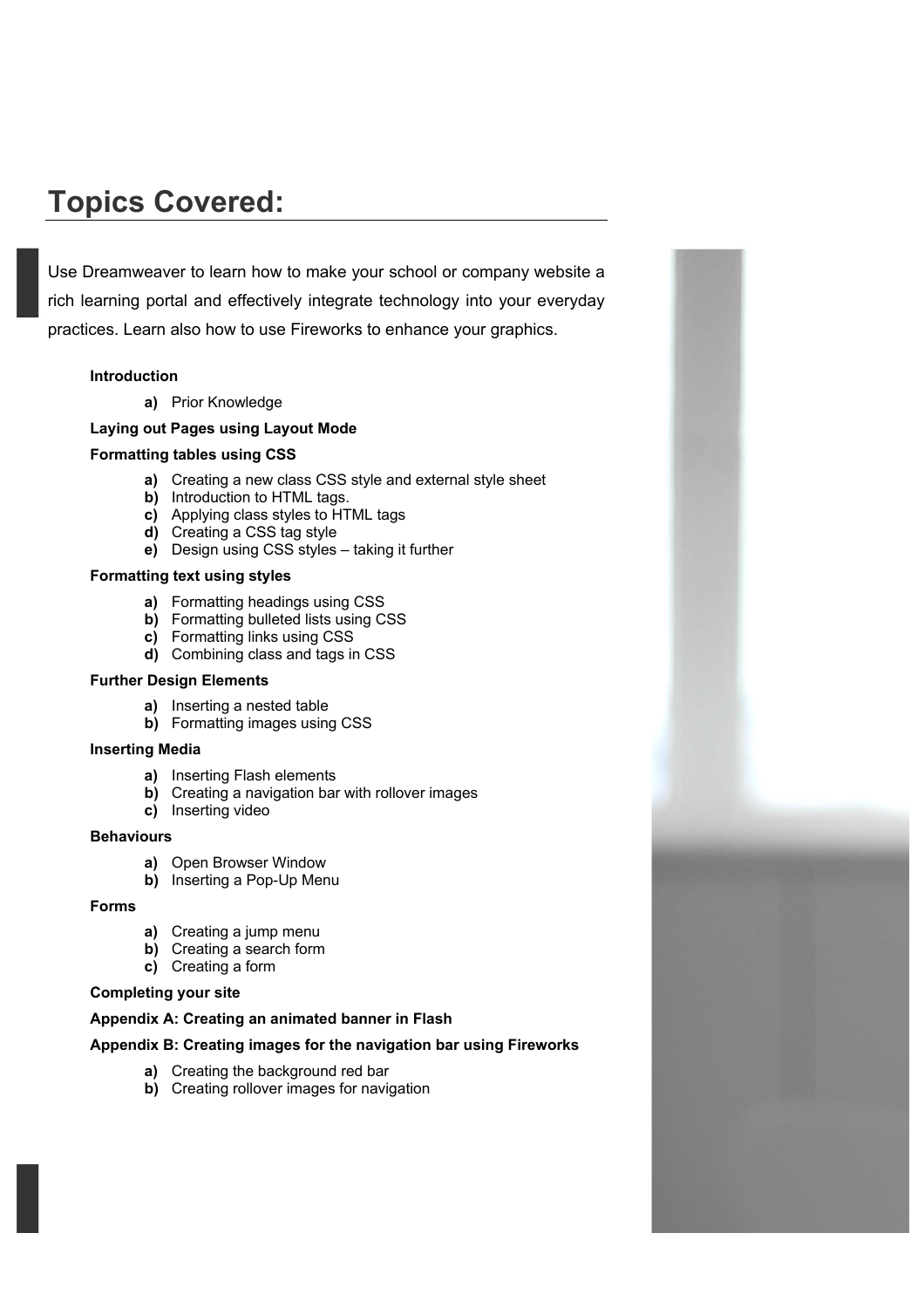# Topics Covered:

Use Dreamweaver to learn how to make your school or company website a rich learning portal and effectively integrate technology into your everyday practices. Learn also how to use Fireworks to enhance your graphics.

**Introduction**

- **a)** Prior Knowledge

**Laying out Pages using Layout Mode**

**Formatting tables using CSS**

- **a)** Creating a new class CSS style and external style sheet
- **b)** Introduction to HTML tags.
- **c)** Applying class styles to HTML tags
- **d)** Creating a CSS tag style
- **e)** Design using CSS styles – taking it further

**Formatting text using styles**

- **a)** Formatting headings using CSS
- **b)** Formatting bulleted lists using CSS
- **c)** Formatting links using CSS
- **d)** Combining class and tags in CSS

**Further Design Elements**

- **a)** Inserting a nested table
- **b)** Formatting images using CSS

**Inserting Media**

- **a)** Inserting Flash elements
- **b)** Creating a navigation bar with rollover images
- **c)** Inserting video

**Behaviours**

- **a)** Open Browser Window
- **b)** Inserting a Pop-Up Menu

**Forms**

- **a)** Creating a jump menu
- **b)** Creating a search form
- **c)** Creating a form

**Completing your site**

**Appendix A: Creating an animated banner in Flash**

**Appendix B: Creating images for the navigation bar using Fireworks**

- **a)** Creating the background red bar
- **b)** Creating rollover images for navigation